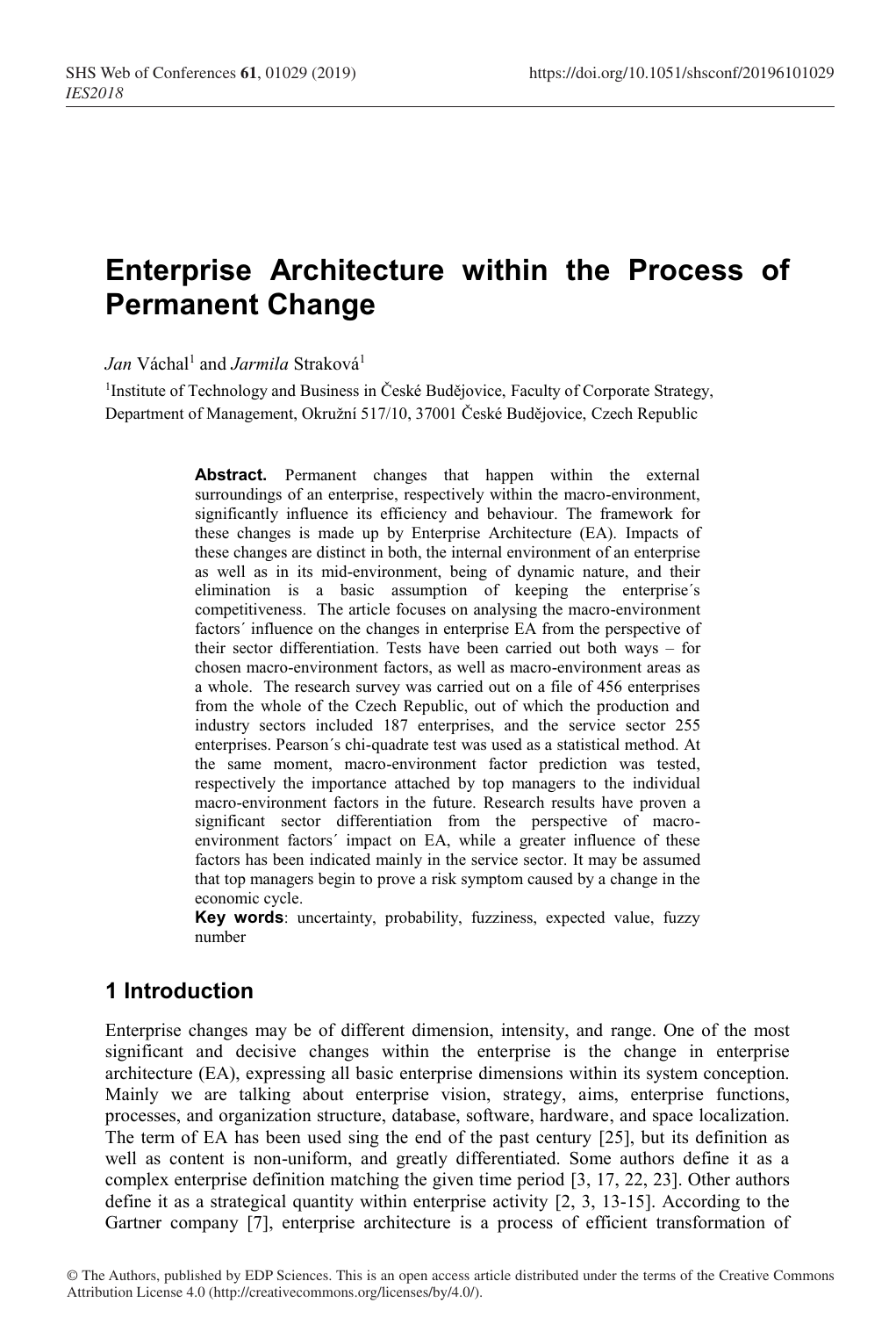# Enterprise Architecture within the Process of Permanent Change

*Jan* Váchal[1] and *Jarmila* Straková[1]

[1]Institute of Technology and Business in České Budějovice, Faculty of Corporate Strategy, Department of Management, Okružní 517/10, 37001 České Budějovice, Czech Republic

**Abstract.** Permanent changes that happen within the external surroundings of an enterprise, respectively within the macro-environment, significantly influence its efficiency and behaviour. The framework for these changes is made up by Enterprise Architecture (EA). Impacts of these changes are distinct in both, the internal environment of an enterprise as well as in its mid-environment, being of dynamic nature, and their elimination is a basic assumption of keeping the enterprise´s competitiveness. The article focuses on analysing the macro-environment factors´ influence on the changes in enterprise EA from the perspective of their sector differentiation. Tests have been carried out both ways – for chosen macro-environment factors, as well as macro-environment areas as a whole. The research survey was carried out on a file of 456 enterprises from the whole of the Czech Republic, out of which the production and industry sectors included 187 enterprises, and the service sector 255 enterprises. Pearson´s chi-quadrate test was used as a statistical method. At the same moment, macro-environment factor prediction was tested, respectively the importance attached by top managers to the individual macro-environment factors in the future. Research results have proven a significant sector differentiation from the perspective of macro-environment factors´ impact on EA, while a greater influence of these factors has been indicated mainly in the service sector. It may be assumed that top managers begin to prove a risk symptom caused by a change in the economic cycle.

**Key words**: uncertainty, probability, fuzziness, expected value, fuzzy number

## 1 Introduction

Enterprise changes may be of different dimension, intensity, and range. One of the most significant and decisive changes within the enterprise is the change in enterprise architecture (EA), expressing all basic enterprise dimensions within its system conception. Mainly we are talking about enterprise vision, strategy, aims, enterprise functions, processes, and organization structure, database, software, hardware, and space localization. The term of EA has been used sing the end of the past century [25], but its definition as well as content is non-uniform, and greatly differentiated. Some authors define it as a complex enterprise definition matching the given time period [3, 17, 22, 23]. Other authors define it as a strategical quantity within enterprise activity [2, 3, 13-15]. According to the Gartner company [7], enterprise architecture is a process of efficient transformation of

© The Authors, published by EDP Sciences. This is an open access article distributed under the terms of the Creative Commons Attribution License 4.0 (http://creativecommons.org/licenses/by/4.0/).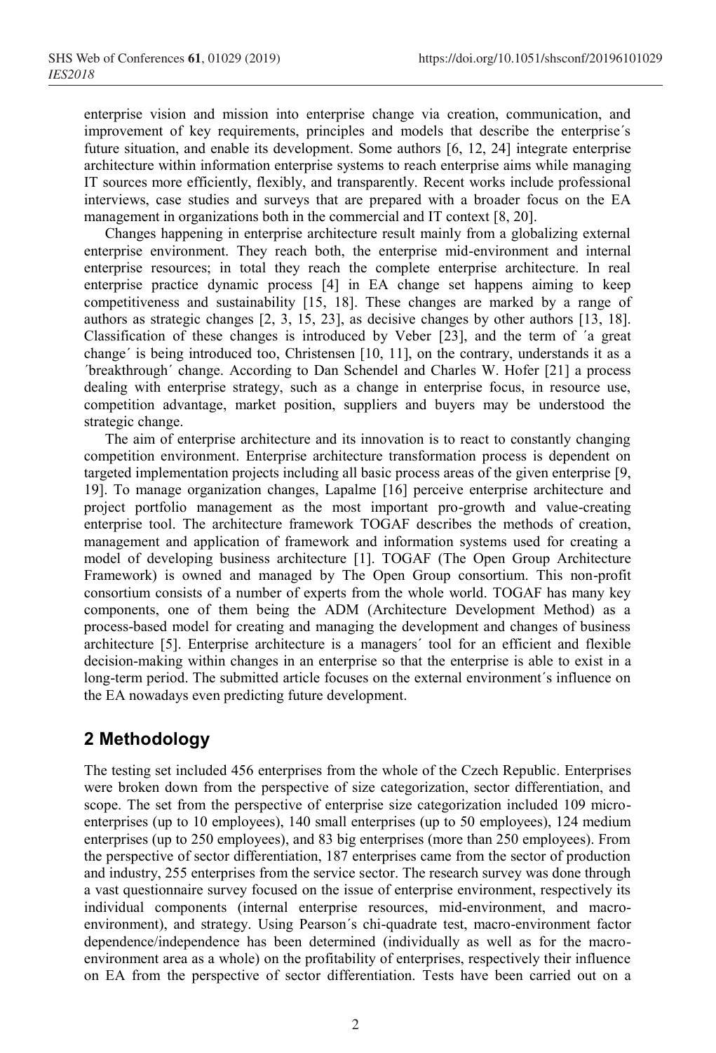enterprise vision and mission into enterprise change via creation, communication, and improvement of key requirements, principles and models that describe the enterprise´s future situation, and enable its development. Some authors [6, 12, 24] integrate enterprise architecture within information enterprise systems to reach enterprise aims while managing IT sources more efficiently, flexibly, and transparently. Recent works include professional interviews, case studies and surveys that are prepared with a broader focus on the EA management in organizations both in the commercial and IT context [8, 20].

Changes happening in enterprise architecture result mainly from a globalizing external enterprise environment. They reach both, the enterprise mid-environment and internal enterprise resources; in total they reach the complete enterprise architecture. In real enterprise practice dynamic process [4] in EA change set happens aiming to keep competitiveness and sustainability [15, 18]. These changes are marked by a range of authors as strategic changes [2, 3, 15, 23], as decisive changes by other authors [13, 18]. Classification of these changes is introduced by Veber [23], and the term of ´a great change´ is being introduced too, Christensen [10, 11], on the contrary, understands it as a ´breakthrough´ change. According to Dan Schendel and Charles W. Hofer [21] a process dealing with enterprise strategy, such as a change in enterprise focus, in resource use, competition advantage, market position, suppliers and buyers may be understood the strategic change.

The aim of enterprise architecture and its innovation is to react to constantly changing competition environment. Enterprise architecture transformation process is dependent on targeted implementation projects including all basic process areas of the given enterprise [9, 19]. To manage organization changes, Lapalme [16] perceive enterprise architecture and project portfolio management as the most important pro-growth and value-creating enterprise tool. The architecture framework TOGAF describes the methods of creation, management and application of framework and information systems used for creating a model of developing business architecture [1]. TOGAF (The Open Group Architecture Framework) is owned and managed by The Open Group consortium. This non-profit consortium consists of a number of experts from the whole world. TOGAF has many key components, one of them being the ADM (Architecture Development Method) as a process-based model for creating and managing the development and changes of business architecture [5]. Enterprise architecture is a managers´ tool for an efficient and flexible decision-making within changes in an enterprise so that the enterprise is able to exist in a long-term period. The submitted article focuses on the external environment´s influence on the EA nowadays even predicting future development.

## 2 Methodology

The testing set included 456 enterprises from the whole of the Czech Republic. Enterprises were broken down from the perspective of size categorization, sector differentiation, and scope. The set from the perspective of enterprise size categorization included 109 micro-enterprises (up to 10 employees), 140 small enterprises (up to 50 employees), 124 medium enterprises (up to 250 employees), and 83 big enterprises (more than 250 employees). From the perspective of sector differentiation, 187 enterprises came from the sector of production and industry, 255 enterprises from the service sector. The research survey was done through a vast questionnaire survey focused on the issue of enterprise environment, respectively its individual components (internal enterprise resources, mid-environment, and macro-environment), and strategy. Using Pearson´s chi-quadrate test, macro-environment factor dependence/independence has been determined (individually as well as for the macro-environment area as a whole) on the profitability of enterprises, respectively their influence on EA from the perspective of sector differentiation. Tests have been carried out on a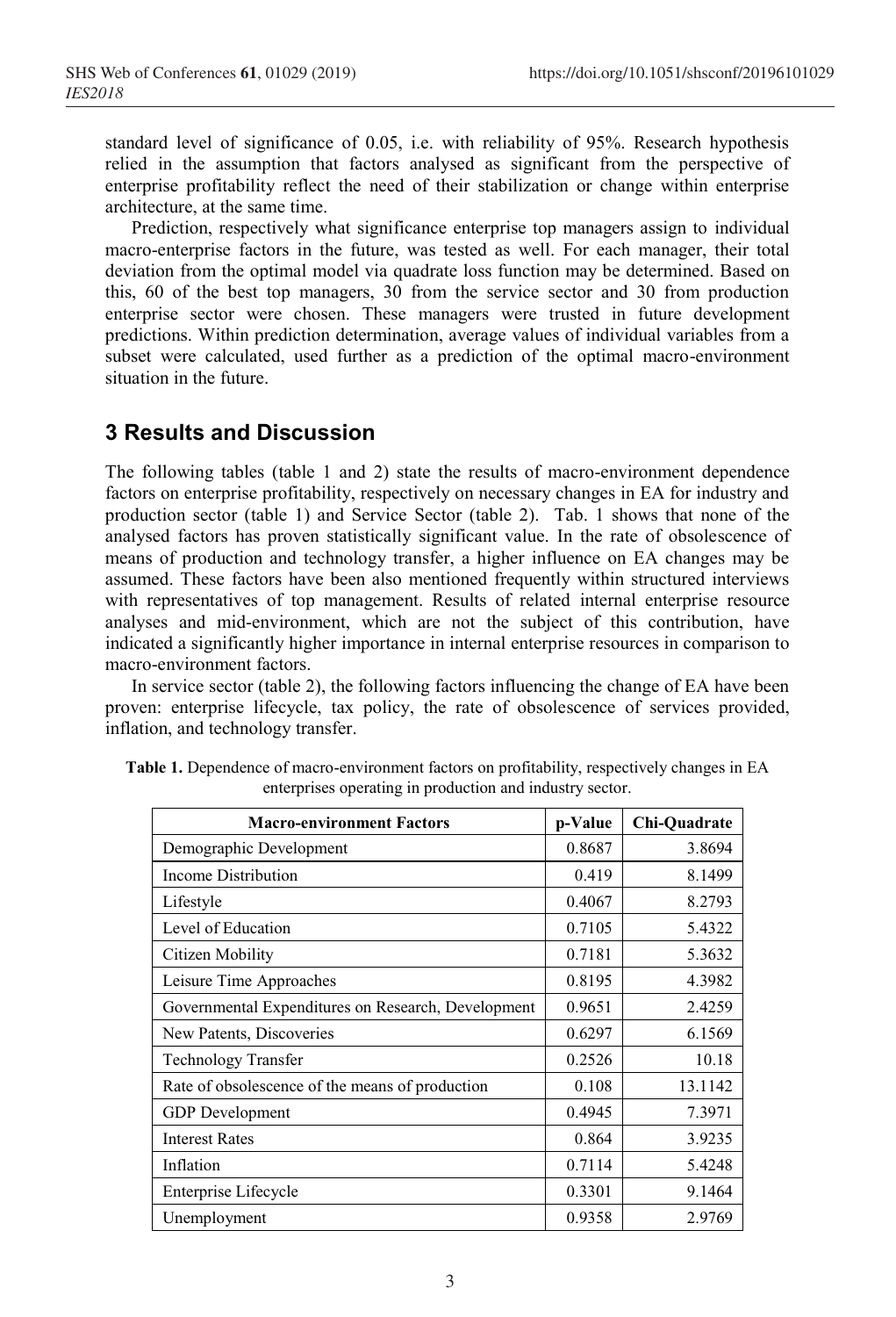standard level of significance of 0.05, i.e. with reliability of 95%. Research hypothesis relied in the assumption that factors analysed as significant from the perspective of enterprise profitability reflect the need of their stabilization or change within enterprise architecture, at the same time.

Prediction, respectively what significance enterprise top managers assign to individual macro-enterprise factors in the future, was tested as well. For each manager, their total deviation from the optimal model via quadrate loss function may be determined. Based on this, 60 of the best top managers, 30 from the service sector and 30 from production enterprise sector were chosen. These managers were trusted in future development predictions. Within prediction determination, average values of individual variables from a subset were calculated, used further as a prediction of the optimal macro-environment situation in the future.

## 3 Results and Discussion

The following tables (table 1 and 2) state the results of macro-environment dependence factors on enterprise profitability, respectively on necessary changes in EA for industry and production sector (table 1) and Service Sector (table 2). Tab. 1 shows that none of the analysed factors has proven statistically significant value. In the rate of obsolescence of means of production and technology transfer, a higher influence on EA changes may be assumed. These factors have been also mentioned frequently within structured interviews with representatives of top management. Results of related internal enterprise resource analyses and mid-environment, which are not the subject of this contribution, have indicated a significantly higher importance in internal enterprise resources in comparison to macro-environment factors.

In service sector (table 2), the following factors influencing the change of EA have been proven: enterprise lifecycle, tax policy, the rate of obsolescence of services provided, inflation, and technology transfer.

**Table 1.** Dependence of macro-environment factors on profitability, respectively changes in EA enterprises operating in production and industry sector.

| Macro-environment Factors | p-Value | Chi-Quadrate |
|---|---|---|
| Demographic Development | 0.8687 | 3.8694 |
| Income Distribution | 0.419 | 8.1499 |
| Lifestyle | 0.4067 | 8.2793 |
| Level of Education | 0.7105 | 5.4322 |
| Citizen Mobility | 0.7181 | 5.3632 |
| Leisure Time Approaches | 0.8195 | 4.3982 |
| Governmental Expenditures on Research, Development | 0.9651 | 2.4259 |
| New Patents, Discoveries | 0.6297 | 6.1569 |
| Technology Transfer | 0.2526 | 10.18 |
| Rate of obsolescence of the means of production | 0.108 | 13.1142 |
| GDP Development | 0.4945 | 7.3971 |
| Interest Rates | 0.864 | 3.9235 |
| Inflation | 0.7114 | 5.4248 |
| Enterprise Lifecycle | 0.3301 | 9.1464 |
| Unemployment | 0.9358 | 2.9769 |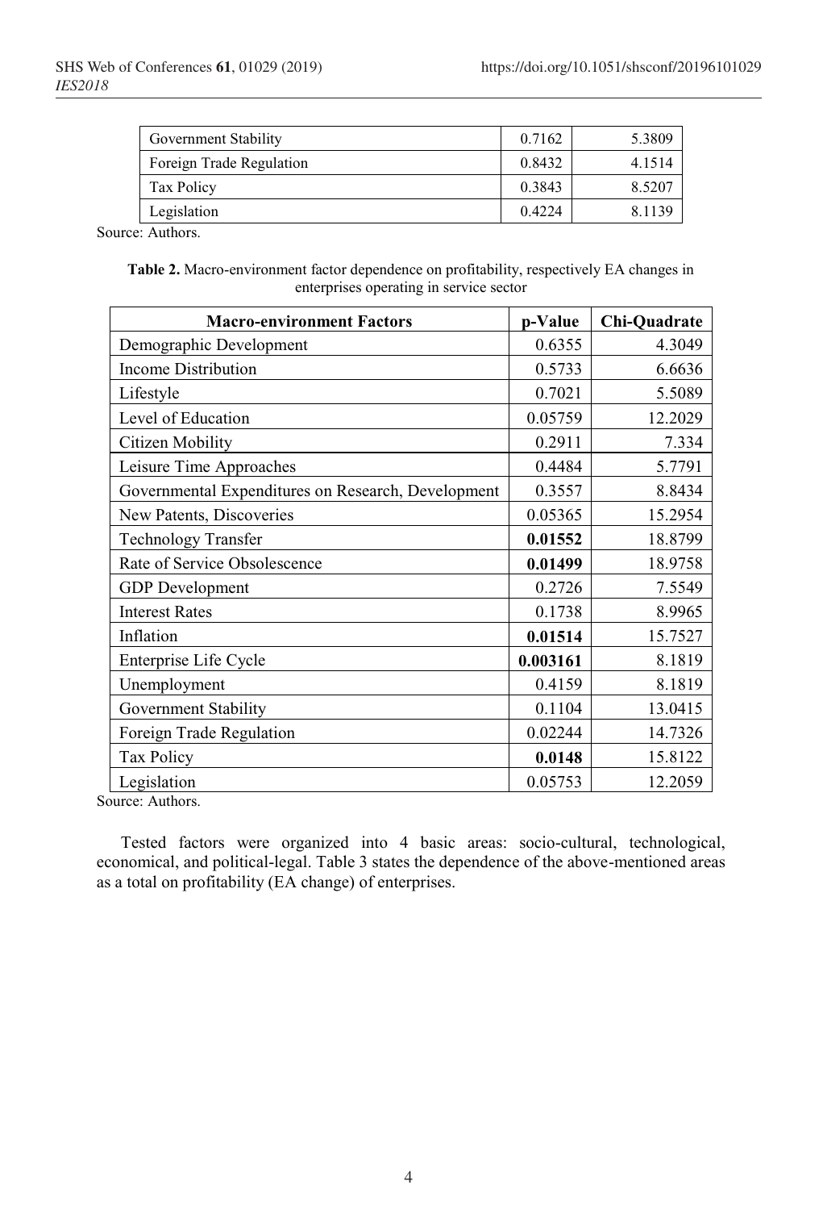| Government Stability | 0.7162 | 5.3809 |
|---|---|---|
| Foreign Trade Regulation | 0.8432 | 4.1514 |
| Tax Policy | 0.3843 | 8.5207 |
| Legislation | 0.4224 | 8.1139 |

Source: Authors.

**Table 2.** Macro-environment factor dependence on profitability, respectively EA changes in enterprises operating in service sector

| Macro-environment Factors | p-Value | Chi-Quadrate |
|---|---|---|
| Demographic Development | 0.6355 | 4.3049 |
| Income Distribution | 0.5733 | 6.6636 |
| Lifestyle | 0.7021 | 5.5089 |
| Level of Education | 0.05759 | 12.2029 |
| Citizen Mobility | 0.2911 | 7.334 |
| Leisure Time Approaches | 0.4484 | 5.7791 |
| Governmental Expenditures on Research, Development | 0.3557 | 8.8434 |
| New Patents, Discoveries | 0.05365 | 15.2954 |
| Technology Transfer | **0.01552** | 18.8799 |
| Rate of Service Obsolescence | **0.01499** | 18.9758 |
| GDP Development | 0.2726 | 7.5549 |
| Interest Rates | 0.1738 | 8.9965 |
| Inflation | **0.01514** | 15.7527 |
| Enterprise Life Cycle | **0.003161** | 8.1819 |
| Unemployment | 0.4159 | 8.1819 |
| Government Stability | 0.1104 | 13.0415 |
| Foreign Trade Regulation | 0.02244 | 14.7326 |
| Tax Policy | **0.0148** | 15.8122 |
| Legislation | 0.05753 | 12.2059 |

Source: Authors.

Tested factors were organized into 4 basic areas: socio-cultural, technological, economical, and political-legal. Table 3 states the dependence of the above-mentioned areas as a total on profitability (EA change) of enterprises.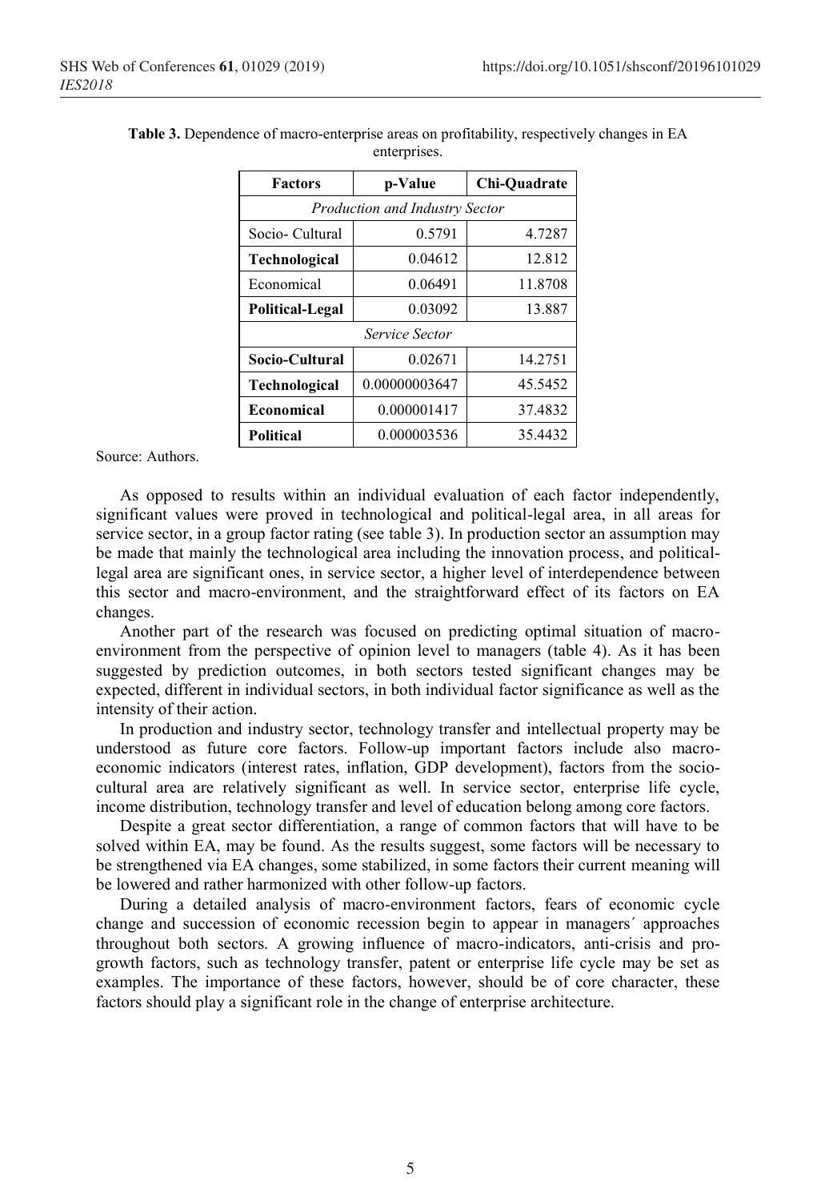**Table 3.** Dependence of macro-enterprise areas on profitability, respectively changes in EA enterprises.

| Factors | p-Value | Chi-Quadrate |
|---|---|---|
| *Production and Industry Sector* | | |
| Socio- Cultural | 0.5791 | 4.7287 |
| **Technological** | 0.04612 | 12.812 |
| Economical | 0.06491 | 11.8708 |
| **Political-Legal** | 0.03092 | 13.887 |
| *Service Sector* | | |
| **Socio-Cultural** | 0.02671 | 14.2751 |
| **Technological** | 0.00000003647 | 45.5452 |
| **Economical** | 0.000001417 | 37.4832 |
| **Political** | 0.000003536 | 35.4432 |

Source: Authors.

As opposed to results within an individual evaluation of each factor independently, significant values were proved in technological and political-legal area, in all areas for service sector, in a group factor rating (see table 3). In production sector an assumption may be made that mainly the technological area including the innovation process, and political-legal area are significant ones, in service sector, a higher level of interdependence between this sector and macro-environment, and the straightforward effect of its factors on EA changes.

Another part of the research was focused on predicting optimal situation of macro-environment from the perspective of opinion level to managers (table 4). As it has been suggested by prediction outcomes, in both sectors tested significant changes may be expected, different in individual sectors, in both individual factor significance as well as the intensity of their action.

In production and industry sector, technology transfer and intellectual property may be understood as future core factors. Follow-up important factors include also macro-economic indicators (interest rates, inflation, GDP development), factors from the socio-cultural area are relatively significant as well. In service sector, enterprise life cycle, income distribution, technology transfer and level of education belong among core factors.

Despite a great sector differentiation, a range of common factors that will have to be solved within EA, may be found. As the results suggest, some factors will be necessary to be strengthened via EA changes, some stabilized, in some factors their current meaning will be lowered and rather harmonized with other follow-up factors.

During a detailed analysis of macro-environment factors, fears of economic cycle change and succession of economic recession begin to appear in managers´ approaches throughout both sectors. A growing influence of macro-indicators, anti-crisis and pro-growth factors, such as technology transfer, patent or enterprise life cycle may be set as examples. The importance of these factors, however, should be of core character, these factors should play a significant role in the change of enterprise architecture.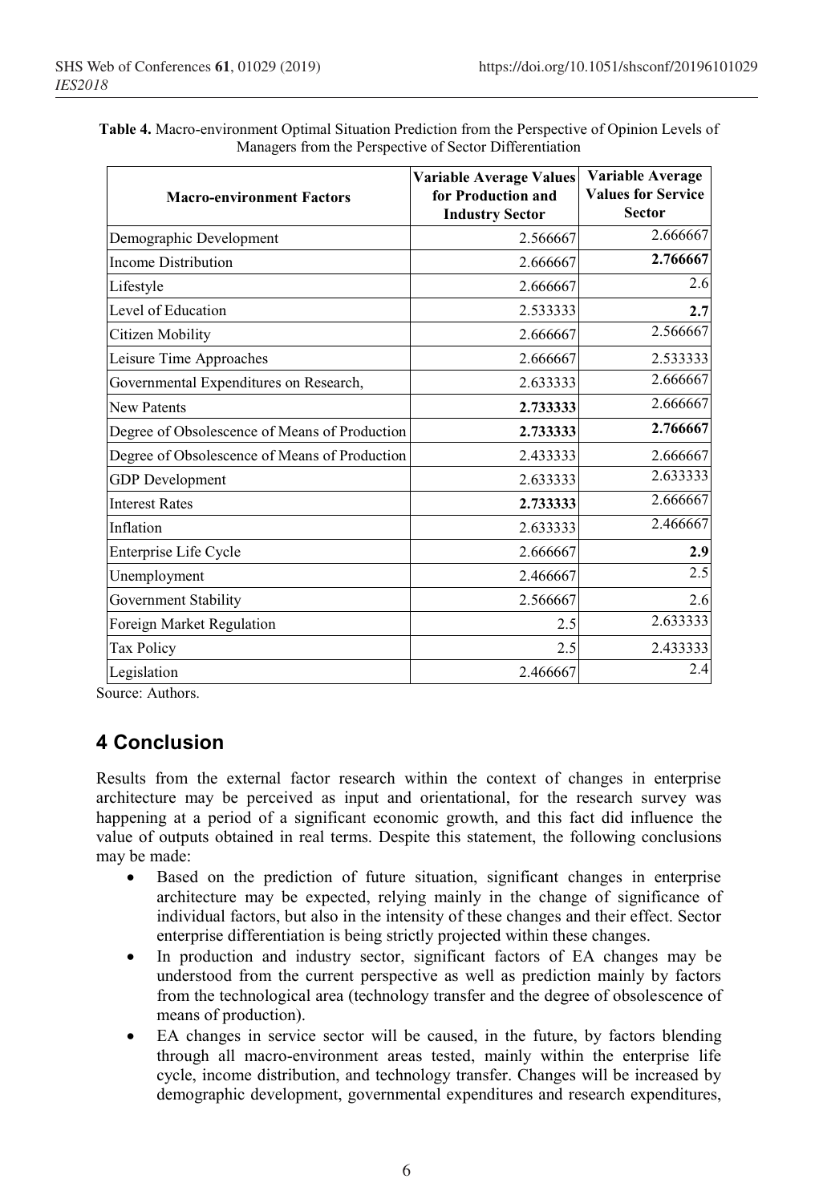**Table 4.** Macro-environment Optimal Situation Prediction from the Perspective of Opinion Levels of Managers from the Perspective of Sector Differentiation

| Macro-environment Factors | Variable Average Values for Production and Industry Sector | Variable Average Values for Service Sector |
|---|---|---|
| Demographic Development | 2.566667 | 2.666667 |
| Income Distribution | 2.666667 | **2.766667** |
| Lifestyle | 2.666667 | 2.6 |
| Level of Education | 2.533333 | **2.7** |
| Citizen Mobility | 2.666667 | 2.566667 |
| Leisure Time Approaches | 2.666667 | 2.533333 |
| Governmental Expenditures on Research, | 2.633333 | 2.666667 |
| New Patents | **2.733333** | 2.666667 |
| Degree of Obsolescence of Means of Production | **2.733333** | **2.766667** |
| Degree of Obsolescence of Means of Production | 2.433333 | 2.666667 |
| GDP Development | 2.633333 | 2.633333 |
| Interest Rates | **2.733333** | 2.666667 |
| Inflation | 2.633333 | 2.466667 |
| Enterprise Life Cycle | 2.666667 | **2.9** |
| Unemployment | 2.466667 | 2.5 |
| Government Stability | 2.566667 | 2.6 |
| Foreign Market Regulation | 2.5 | 2.633333 |
| Tax Policy | 2.5 | 2.433333 |
| Legislation | 2.466667 | 2.4 |

Source: Authors.

## 4 Conclusion

Results from the external factor research within the context of changes in enterprise architecture may be perceived as input and orientational, for the research survey was happening at a period of a significant economic growth, and this fact did influence the value of outputs obtained in real terms. Despite this statement, the following conclusions may be made:

- Based on the prediction of future situation, significant changes in enterprise architecture may be expected, relying mainly in the change of significance of individual factors, but also in the intensity of these changes and their effect. Sector enterprise differentiation is being strictly projected within these changes.
- In production and industry sector, significant factors of EA changes may be understood from the current perspective as well as prediction mainly by factors from the technological area (technology transfer and the degree of obsolescence of means of production).
- EA changes in service sector will be caused, in the future, by factors blending through all macro-environment areas tested, mainly within the enterprise life cycle, income distribution, and technology transfer. Changes will be increased by demographic development, governmental expenditures and research expenditures,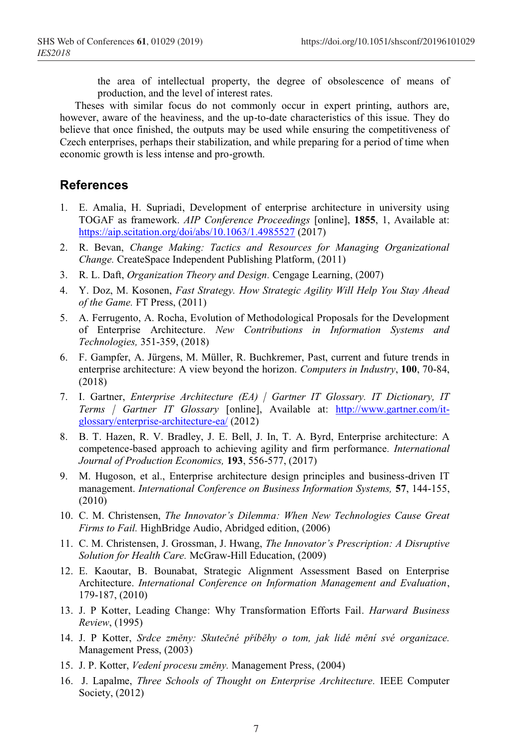the area of intellectual property, the degree of obsolescence of means of production, and the level of interest rates.

Theses with similar focus do not commonly occur in expert printing, authors are, however, aware of the heaviness, and the up-to-date characteristics of this issue. They do believe that once finished, the outputs may be used while ensuring the competitiveness of Czech enterprises, perhaps their stabilization, and while preparing for a period of time when economic growth is less intense and pro-growth.

## References

1. E. Amalia, H. Supriadi, Development of enterprise architecture in university using TOGAF as framework. *AIP Conference Proceedings* [online], **1855**, 1, Available at: https://aip.scitation.org/doi/abs/10.1063/1.4985527 (2017)
2. R. Bevan, *Change Making: Tactics and Resources for Managing Organizational Change.* CreateSpace Independent Publishing Platform, (2011)
3. R. L. Daft, *Organization Theory and Design.* Cengage Learning, (2007)
4. Y. Doz, M. Kosonen, *Fast Strategy. How Strategic Agility Will Help You Stay Ahead of the Game.* FT Press, (2011)
5. A. Ferrugento, A. Rocha, Evolution of Methodological Proposals for the Development of Enterprise Architecture. *New Contributions in Information Systems and Technologies,* 351-359, (2018)
6. F. Gampfer, A. Jürgens, M. Müller, R. Buchkremer, Past, current and future trends in enterprise architecture: A view beyond the horizon. *Computers in Industry*, **100**, 70-84, (2018)
7. I. Gartner, *Enterprise Architecture (EA) | Gartner IT Glossary. IT Dictionary, IT Terms | Gartner IT Glossary* [online], Available at: http://www.gartner.com/it-glossary/enterprise-architecture-ea/ (2012)
8. B. T. Hazen, R. V. Bradley, J. E. Bell, J. In, T. A. Byrd, Enterprise architecture: A competence-based approach to achieving agility and firm performance. *International Journal of Production Economics,* **193**, 556-577, (2017)
9. M. Hugoson, et al., Enterprise architecture design principles and business-driven IT management. *International Conference on Business Information Systems,* **57**, 144-155, (2010)
10. C. M. Christensen, *The Innovator's Dilemma: When New Technologies Cause Great Firms to Fail.* HighBridge Audio, Abridged edition, (2006)
11. C. M. Christensen, J. Grossman, J. Hwang, *The Innovator's Prescription: A Disruptive Solution for Health Care.* McGraw-Hill Education, (2009)
12. E. Kaoutar, B. Bounabat, Strategic Alignment Assessment Based on Enterprise Architecture. *International Conference on Information Management and Evaluation*, 179-187, (2010)
13. J. P Kotter, Leading Change: Why Transformation Efforts Fail. *Harward Business Review*, (1995)
14. J. P Kotter, *Srdce změny: Skutečné příběhy o tom, jak lidé mění své organizace.* Management Press, (2003)
15. J. P. Kotter, *Vedení procesu změny.* Management Press, (2004)
16. J. Lapalme, *Three Schools of Thought on Enterprise Architecture.* IEEE Computer Society, (2012)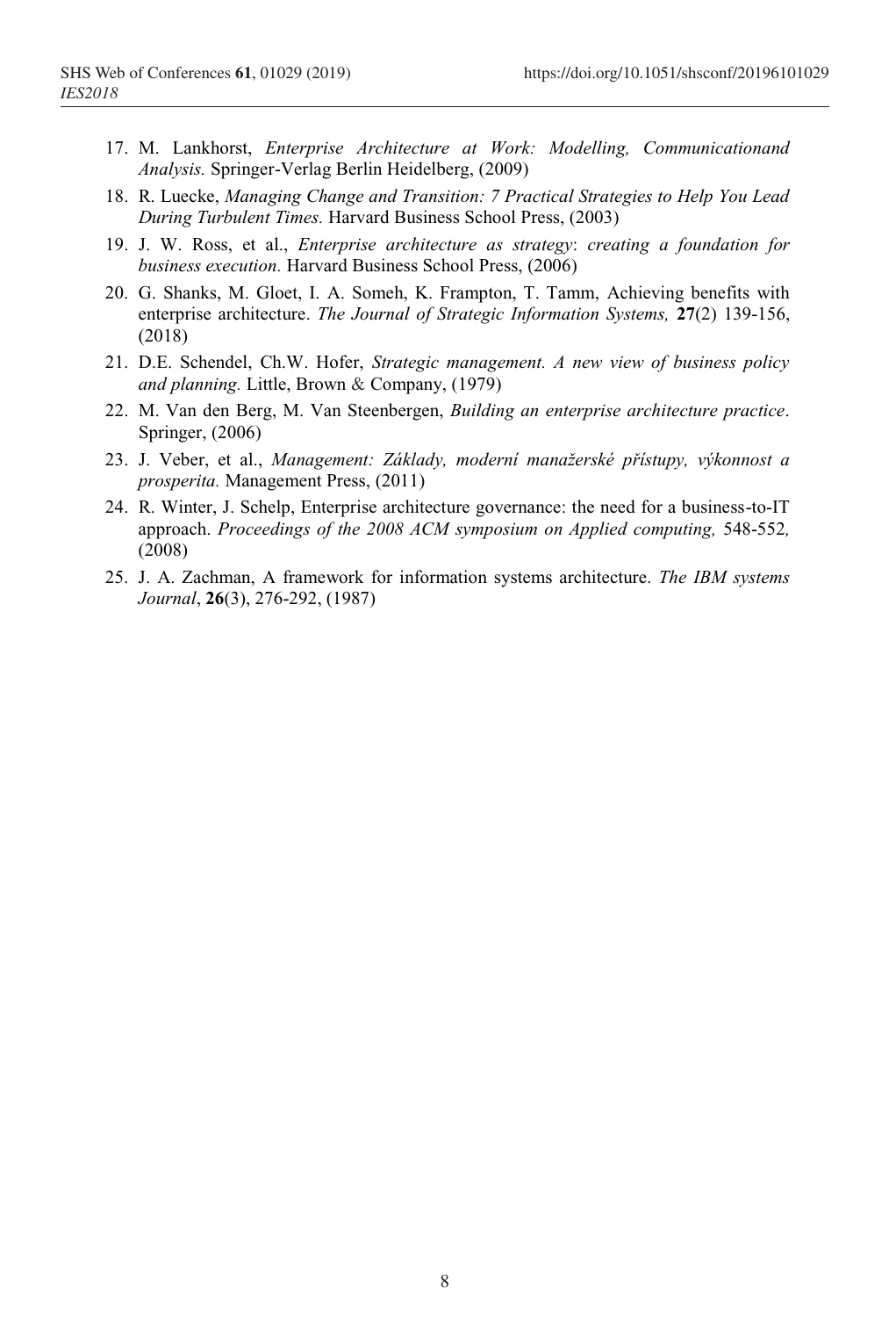17. M. Lankhorst, *Enterprise Architecture at Work: Modelling, Communicationand Analysis.* Springer-Verlag Berlin Heidelberg, (2009)
18. R. Luecke, *Managing Change and Transition: 7 Practical Strategies to Help You Lead During Turbulent Times.* Harvard Business School Press, (2003)
19. J. W. Ross, et al., *Enterprise architecture as strategy*: *creating a foundation for business execution.* Harvard Business School Press, (2006)
20. G. Shanks, M. Gloet, I. A. Someh, K. Frampton, T. Tamm, Achieving benefits with enterprise architecture. *The Journal of Strategic Information Systems,* **27**(2) 139-156, (2018)
21. D.E. Schendel, Ch.W. Hofer, *Strategic management. A new view of business policy and planning.* Little, Brown & Company, (1979)
22. M. Van den Berg, M. Van Steenbergen, *Building an enterprise architecture practice*. Springer, (2006)
23. J. Veber, et al., *Management: Základy, moderní manažerské přístupy, výkonnost a prosperita.* Management Press, (2011)
24. R. Winter, J. Schelp, Enterprise architecture governance: the need for a business-to-IT approach. *Proceedings of the 2008 ACM symposium on Applied computing,* 548-552*,* (2008)
25. J. A. Zachman, A framework for information systems architecture. *The IBM systems Journal*, **26**(3), 276-292, (1987)